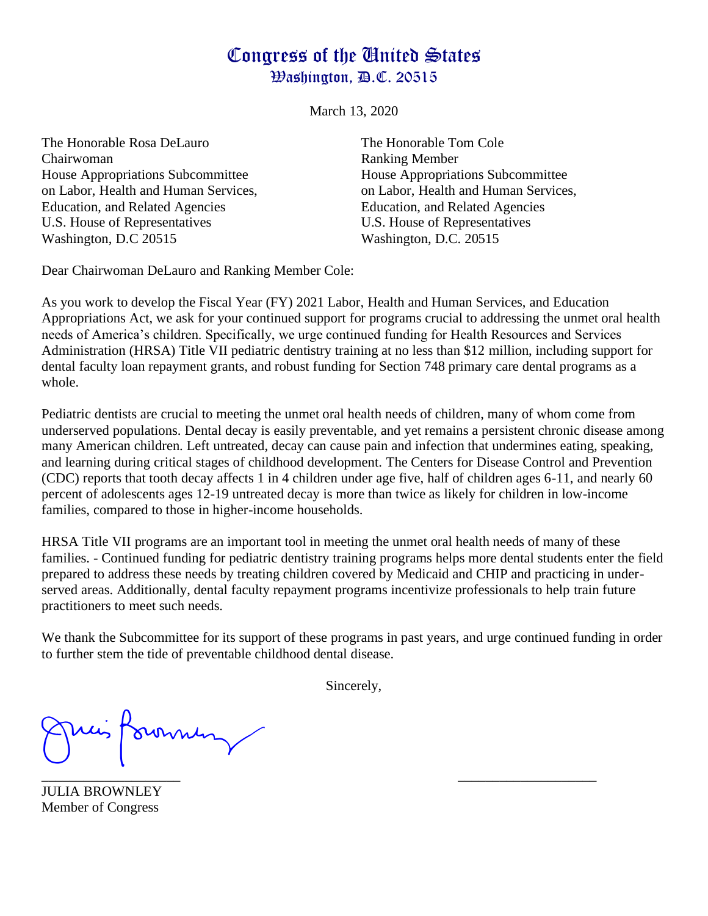# Congress of the United States
## Washington, D.C. 20515

March 13, 2020

The Honorable Rosa DeLauro
Chairwoman
House Appropriations Subcommittee
on Labor, Health and Human Services,
Education, and Related Agencies
U.S. House of Representatives
Washington, D.C 20515

The Honorable Tom Cole
Ranking Member
House Appropriations Subcommittee
on Labor, Health and Human Services,
Education, and Related Agencies
U.S. House of Representatives
Washington, D.C. 20515

Dear Chairwoman DeLauro and Ranking Member Cole:

As you work to develop the Fiscal Year (FY) 2021 Labor, Health and Human Services, and Education Appropriations Act, we ask for your continued support for programs crucial to addressing the unmet oral health needs of America's children. Specifically, we urge continued funding for Health Resources and Services Administration (HRSA) Title VII pediatric dentistry training at no less than $12 million, including support for dental faculty loan repayment grants, and robust funding for Section 748 primary care dental programs as a whole.

Pediatric dentists are crucial to meeting the unmet oral health needs of children, many of whom come from underserved populations. Dental decay is easily preventable, and yet remains a persistent chronic disease among many American children. Left untreated, decay can cause pain and infection that undermines eating, speaking, and learning during critical stages of childhood development. The Centers for Disease Control and Prevention (CDC) reports that tooth decay affects 1 in 4 children under age five, half of children ages 6-11, and nearly 60 percent of adolescents ages 12-19 untreated decay is more than twice as likely for children in low-income families, compared to those in higher-income households.

HRSA Title VII programs are an important tool in meeting the unmet oral health needs of many of these families. - Continued funding for pediatric dentistry training programs helps more dental students enter the field prepared to address these needs by treating children covered by Medicaid and CHIP and practicing in under-served areas. Additionally, dental faculty repayment programs incentivize professionals to help train future practitioners to meet such needs.

We thank the Subcommittee for its support of these programs in past years, and urge continued funding in order to further stem the tide of preventable childhood dental disease.

Sincerely,

____________________
JULIA BROWNLEY
Member of Congress

____________________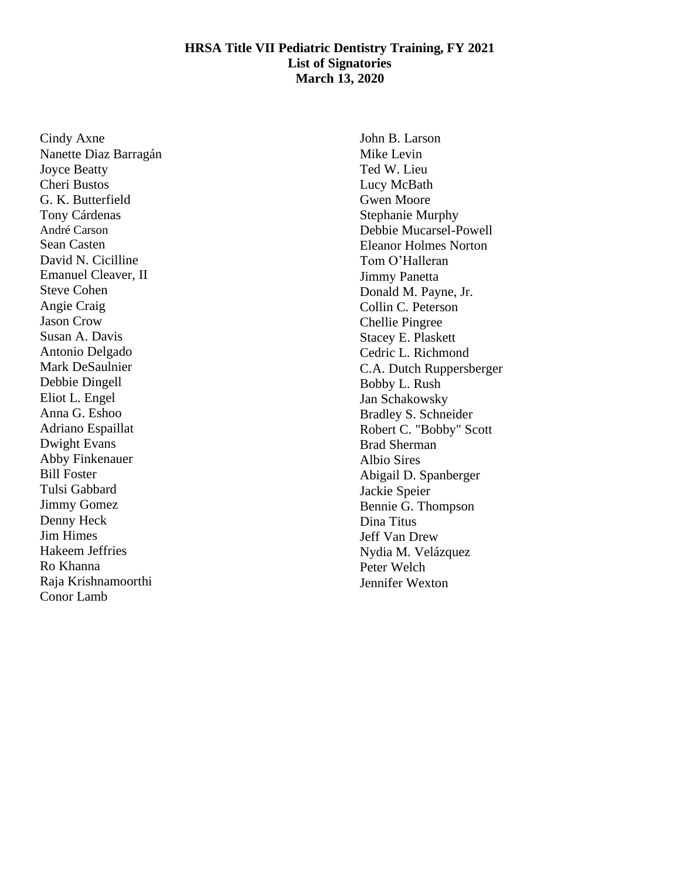**HRSA Title VII Pediatric Dentistry Training, FY 2021**
**List of Signatories**
**March 13, 2020**

Cindy Axne
Nanette Diaz Barragán
Joyce Beatty
Cheri Bustos
G. K. Butterfield
Tony Cárdenas
André Carson
Sean Casten
David N. Cicilline
Emanuel Cleaver, II
Steve Cohen
Angie Craig
Jason Crow
Susan A. Davis
Antonio Delgado
Mark DeSaulnier
Debbie Dingell
Eliot L. Engel
Anna G. Eshoo
Adriano Espaillat
Dwight Evans
Abby Finkenauer
Bill Foster
Tulsi Gabbard
Jimmy Gomez
Denny Heck
Jim Himes
Hakeem Jeffries
Ro Khanna
Raja Krishnamoorthi
Conor Lamb
John B. Larson
Mike Levin
Ted W. Lieu
Lucy McBath
Gwen Moore
Stephanie Murphy
Debbie Mucarsel-Powell
Eleanor Holmes Norton
Tom O'Halleran
Jimmy Panetta
Donald M. Payne, Jr.
Collin C. Peterson
Chellie Pingree
Stacey E. Plaskett
Cedric L. Richmond
C.A. Dutch Ruppersberger
Bobby L. Rush
Jan Schakowsky
Bradley S. Schneider
Robert C. "Bobby" Scott
Brad Sherman
Albio Sires
Abigail D. Spanberger
Jackie Speier
Bennie G. Thompson
Dina Titus
Jeff Van Drew
Nydia M. Velázquez
Peter Welch
Jennifer Wexton